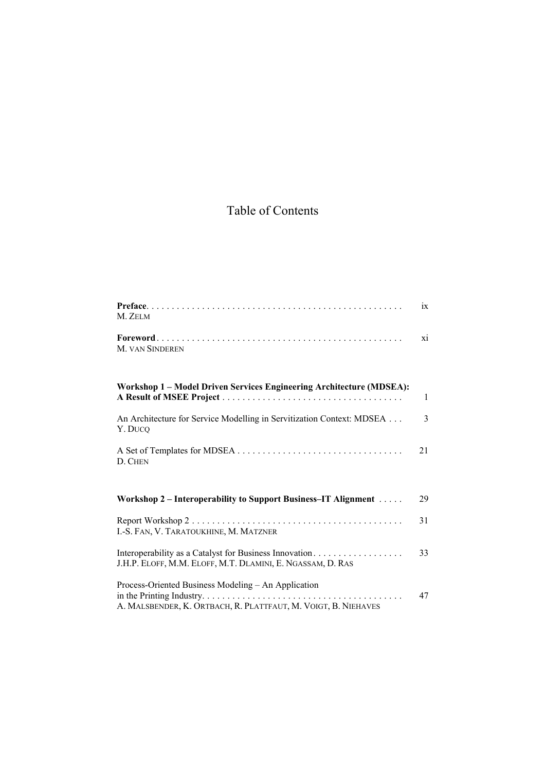# Table of Contents

**Preface** . . . . . . . . . . . . . . . . . . . . . . . . . . . . . . . . . . . . . . . . . . . . . . . . . . ix
M. ZELM

**Foreword** . . . . . . . . . . . . . . . . . . . . . . . . . . . . . . . . . . . . . . . . . . . . . . . . . xi
M. VAN SINDEREN

**Workshop 1 – Model Driven Services Engineering Architecture (MDSEA): A Result of MSEE Project** . . . . . . . . . . . . . . . . . . . . . . . . . . . . . . . . . . . 1

An Architecture for Service Modelling in Servitization Context: MDSEA . . . 3
Y. DUCQ

A Set of Templates for MDSEA . . . . . . . . . . . . . . . . . . . . . . . . . . . . . . . . 21
D. CHEN

**Workshop 2 – Interoperability to Support Business–IT Alignment** . . . . . 29

Report Workshop 2 . . . . . . . . . . . . . . . . . . . . . . . . . . . . . . . . . . . . . . . . . . 31
I.-S. FAN, V. TARATOUKHINE, M. MATZNER

Interoperability as a Catalyst for Business Innovation . . . . . . . . . . . . . . . . . . 33
J.H.P. ELOFF, M.M. ELOFF, M.T. DLAMINI, E. NGASSAM, D. RAS

Process-Oriented Business Modeling – An Application in the Printing Industry. . . . . . . . . . . . . . . . . . . . . . . . . . . . . . . . . . . . . . . . . 47
A. MALSBENDER, K. ORTBACH, R. PLATTFAUT, M. VOIGT, B. NIEHAVES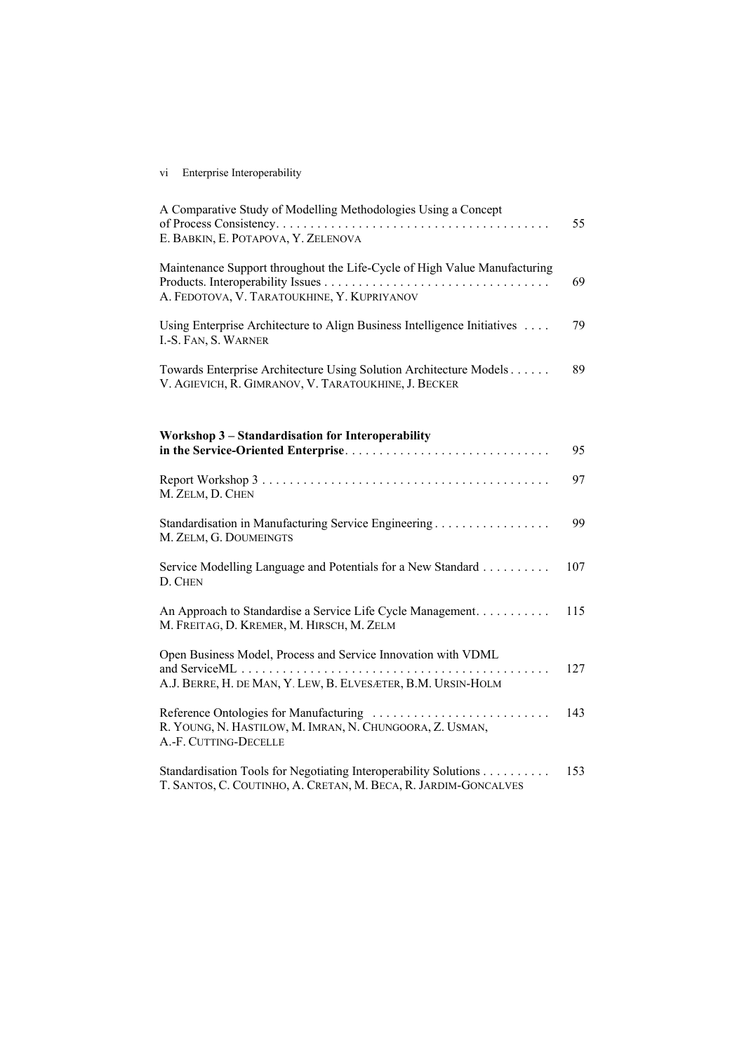A Comparative Study of Modelling Methodologies Using a Concept of Process Consistency . . . . . 55
E. Babkin, E. Potapova, Y. Zelenova

Maintenance Support throughout the Life-Cycle of High Value Manufacturing Products. Interoperability Issues . . . . . 69
A. Fedotova, V. Taratoukhine, Y. Kupriyanov

Using Enterprise Architecture to Align Business Intelligence Initiatives . . . . 79
I.-S. Fan, S. Warner

Towards Enterprise Architecture Using Solution Architecture Models . . . . . 89
V. Agievich, R. Gimranov, V. Taratoukhine, J. Becker

**Workshop 3 – Standardisation for Interoperability in the Service-Oriented Enterprise** . . . . . 95

Report Workshop 3 . . . . . 97
M. Zelm, D. Chen

Standardisation in Manufacturing Service Engineering . . . . . 99
M. Zelm, G. Doumeingts

Service Modelling Language and Potentials for a New Standard . . . . . 107
D. Chen

An Approach to Standardise a Service Life Cycle Management . . . . . 115
M. Freitag, D. Kremer, M. Hirsch, M. Zelm

Open Business Model, Process and Service Innovation with VDML and ServiceML . . . . . 127
A.J. Berre, H. de Man, Y. Lew, B. Elvesæter, B.M. Ursin-Holm

Reference Ontologies for Manufacturing . . . . . 143
R. Young, N. Hastilow, M. Imran, N. Chungoora, Z. Usman, A.-F. Cutting-Decelle

Standardisation Tools for Negotiating Interoperability Solutions . . . . . 153
T. Santos, C. Coutinho, A. Cretan, M. Beca, R. Jardim-Goncalves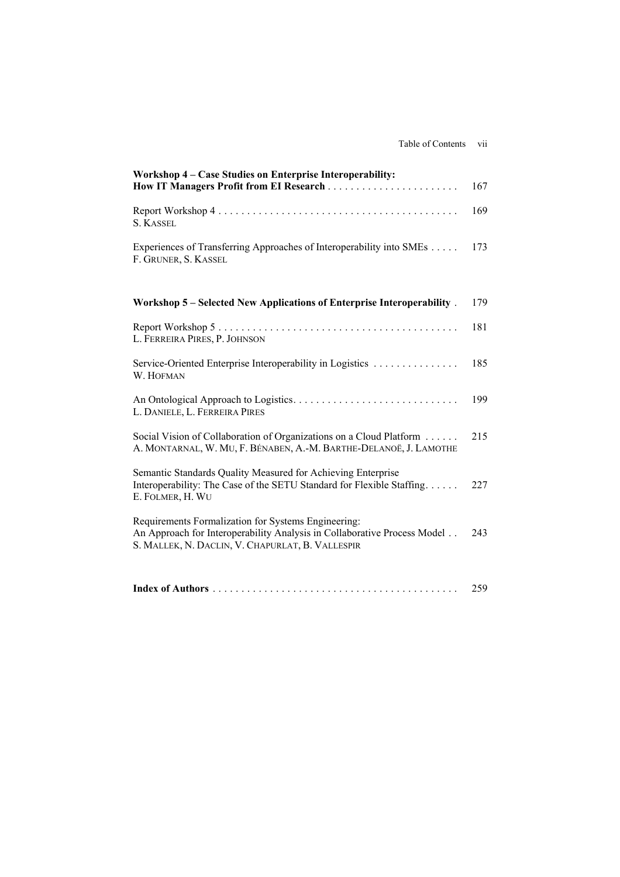**Workshop 4 – Case Studies on Enterprise Interoperability: How IT Managers Profit from EI Research** . . . . . . . . . . . . . . . . . . . . . . . 167

Report Workshop 4 . . . . . . . . . . . . . . . . . . . . . . . . . . . . . . . . . . . . . . . . . . 169
S. KASSEL

Experiences of Transferring Approaches of Interoperability into SMEs . . . . . 173
F. GRUNER, S. KASSEL

**Workshop 5 – Selected New Applications of Enterprise Interoperability** . 179

Report Workshop 5 . . . . . . . . . . . . . . . . . . . . . . . . . . . . . . . . . . . . . . . . . . 181
L. FERREIRA PIRES, P. JOHNSON

Service-Oriented Enterprise Interoperability in Logistics . . . . . . . . . . . . . . . 185
W. HOFMAN

An Ontological Approach to Logistics. . . . . . . . . . . . . . . . . . . . . . . . . . . . . 199
L. DANIELE, L. FERREIRA PIRES

Social Vision of Collaboration of Organizations on a Cloud Platform . . . . . . 215
A. MONTARNAL, W. MU, F. BÉNABEN, A.-M. BARTHE-DELANOË, J. LAMOTHE

Semantic Standards Quality Measured for Achieving Enterprise Interoperability: The Case of the SETU Standard for Flexible Staffing. . . . . . 227
E. FOLMER, H. WU

Requirements Formalization for Systems Engineering: An Approach for Interoperability Analysis in Collaborative Process Model . . 243
S. MALLEK, N. DACLIN, V. CHAPURLAT, B. VALLESPIR

**Index of Authors** . . . . . . . . . . . . . . . . . . . . . . . . . . . . . . . . . . . . . . . . . . 259